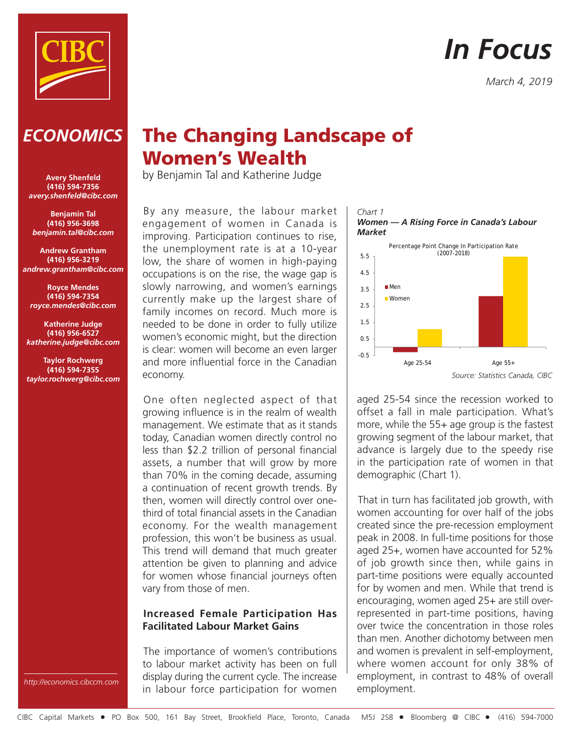# In Focus

*March 4, 2019*

## ECONOMICS

**Avery Shenfeld**
**(416) 594-7356**
***avery.shenfeld@cibc.com***

**Benjamin Tal**
**(416) 956-3698**
***benjamin.tal@cibc.com***

**Andrew Grantham**
**(416) 956-3219**
***andrew.grantham@cibc.com***

**Royce Mendes**
**(416) 594-7354**
***royce.mendes@cibc.com***

**Katherine Judge**
**(416) 956-6527**
***katherine.judge@cibc.com***

**Taylor Rochwerg**
**(416) 594-7355**
***taylor.rochwerg@cibc.com***

*http://economics.cibccm.com*

# The Changing Landscape of Women's Wealth

by Benjamin Tal and Katherine Judge

By any measure, the labour market engagement of women in Canada is improving. Participation continues to rise, the unemployment rate is at a 10-year low, the share of women in high-paying occupations is on the rise, the wage gap is slowly narrowing, and women's earnings currently make up the largest share of family incomes on record. Much more is needed to be done in order to fully utilize women's economic might, but the direction is clear: women will become an even larger and more influential force in the Canadian economy.

One often neglected aspect of that growing influence is in the realm of wealth management. We estimate that as it stands today, Canadian women directly control no less than $2.2 trillion of personal financial assets, a number that will grow by more than 70% in the coming decade, assuming a continuation of recent growth trends. By then, women will directly control over one-third of total financial assets in the Canadian economy. For the wealth management profession, this won't be business as usual. This trend will demand that much greater attention be given to planning and advice for women whose financial journeys often vary from those of men.

### Increased Female Participation Has Facilitated Labour Market Gains

The importance of women's contributions to labour market activity has been on full display during the current cycle. The increase in labour force participation for women aged 25-54 since the recession worked to offset a fall in male participation. What's more, while the 55+ age group is the fastest growing segment of the labour market, that advance is largely due to the speedy rise in the participation rate of women in that demographic (Chart 1).

*Chart 1*
***Women — A Rising Force in Canada's Labour Market***

Percentage Point Change In Participation Rate (2007-2018)

| | Men | Women |
|---|---|---|
| Age 25-54 | ≈ -0.3 | ≈ 1.1 |
| Age 55+ | ≈ 3.1 | ≈ 5.4 |

*Source: Statistics Canada, CIBC*

That in turn has facilitated job growth, with women accounting for over half of the jobs created since the pre-recession employment peak in 2008. In full-time positions for those aged 25+, women have accounted for 52% of job growth since then, while gains in part-time positions were equally accounted for by women and men. While that trend is encouraging, women aged 25+ are still over-represented in part-time positions, having over twice the concentration in those roles than men. Another dichotomy between men and women is prevalent in self-employment, where women account for only 38% of employment, in contrast to 48% of overall employment.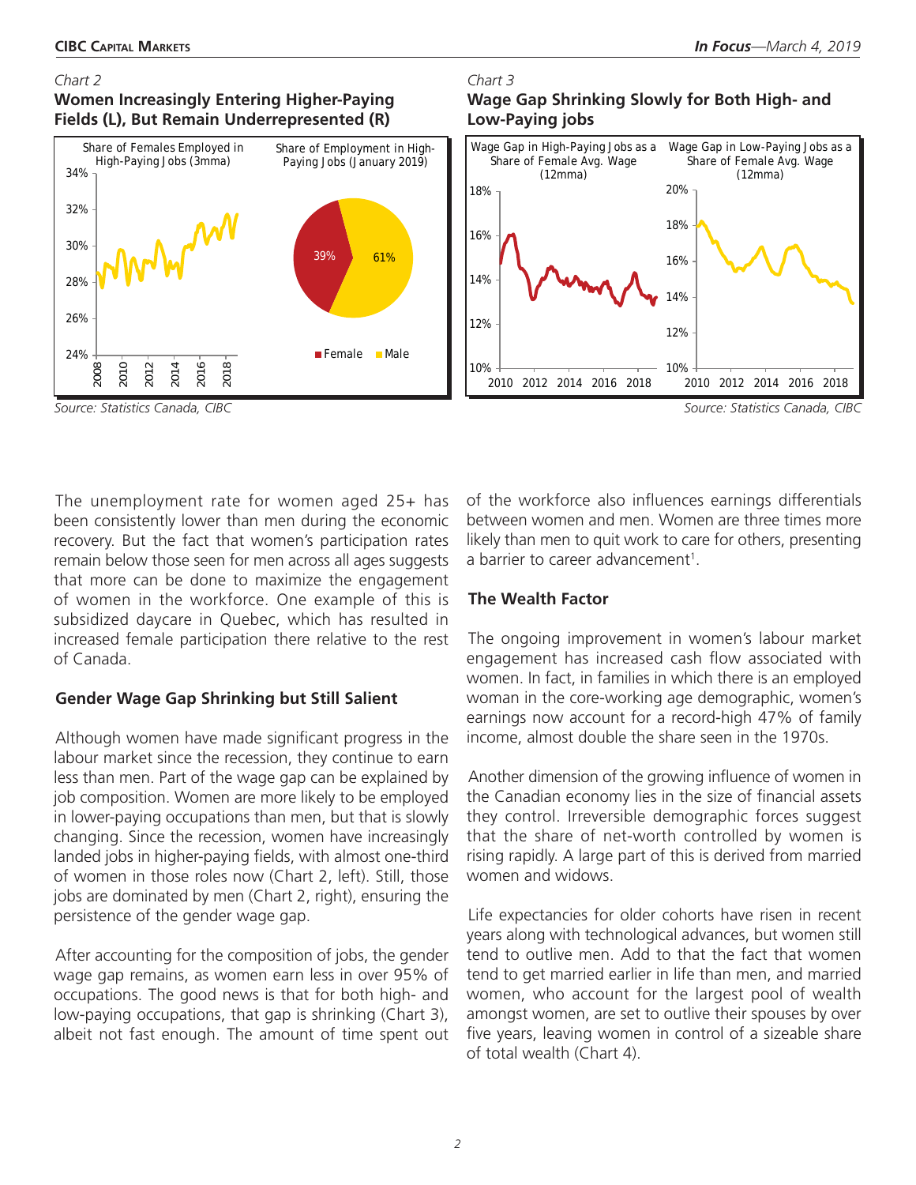*Chart 2*

**Women Increasingly Entering Higher-Paying Fields (L), But Remain Underrepresented (R)**

Share of Females Employed in High-Paying Jobs (3mma)

Share of Employment in High-Paying Jobs (January 2019)

Female 39%, Male 61%

*Source: Statistics Canada, CIBC*

*Chart 3*

**Wage Gap Shrinking Slowly for Both High- and Low-Paying jobs**

Wage Gap in High-Paying Jobs as a Share of Female Avg. Wage (12mma)

Wage Gap in Low-Paying Jobs as a Share of Female Avg. Wage (12mma)

*Source: Statistics Canada, CIBC*

The unemployment rate for women aged 25+ has been consistently lower than men during the economic recovery. But the fact that women's participation rates remain below those seen for men across all ages suggests that more can be done to maximize the engagement of women in the workforce. One example of this is subsidized daycare in Quebec, which has resulted in increased female participation there relative to the rest of Canada.

### Gender Wage Gap Shrinking but Still Salient

Although women have made significant progress in the labour market since the recession, they continue to earn less than men. Part of the wage gap can be explained by job composition. Women are more likely to be employed in lower-paying occupations than men, but that is slowly changing. Since the recession, women have increasingly landed jobs in higher-paying fields, with almost one-third of women in those roles now (Chart 2, left). Still, those jobs are dominated by men (Chart 2, right), ensuring the persistence of the gender wage gap.

After accounting for the composition of jobs, the gender wage gap remains, as women earn less in over 95% of occupations. The good news is that for both high- and low-paying occupations, that gap is shrinking (Chart 3), albeit not fast enough. The amount of time spent out of the workforce also influences earnings differentials between women and men. Women are three times more likely than men to quit work to care for others, presenting a barrier to career advancement[1].

### The Wealth Factor

The ongoing improvement in women's labour market engagement has increased cash flow associated with women. In fact, in families in which there is an employed woman in the core-working age demographic, women's earnings now account for a record-high 47% of family income, almost double the share seen in the 1970s.

Another dimension of the growing influence of women in the Canadian economy lies in the size of financial assets they control. Irreversible demographic forces suggest that the share of net-worth controlled by women is rising rapidly. A large part of this is derived from married women and widows.

Life expectancies for older cohorts have risen in recent years along with technological advances, but women still tend to outlive men. Add to that the fact that women tend to get married earlier in life than men, and married women, who account for the largest pool of wealth amongst women, are set to outlive their spouses by over five years, leaving women in control of a sizeable share of total wealth (Chart 4).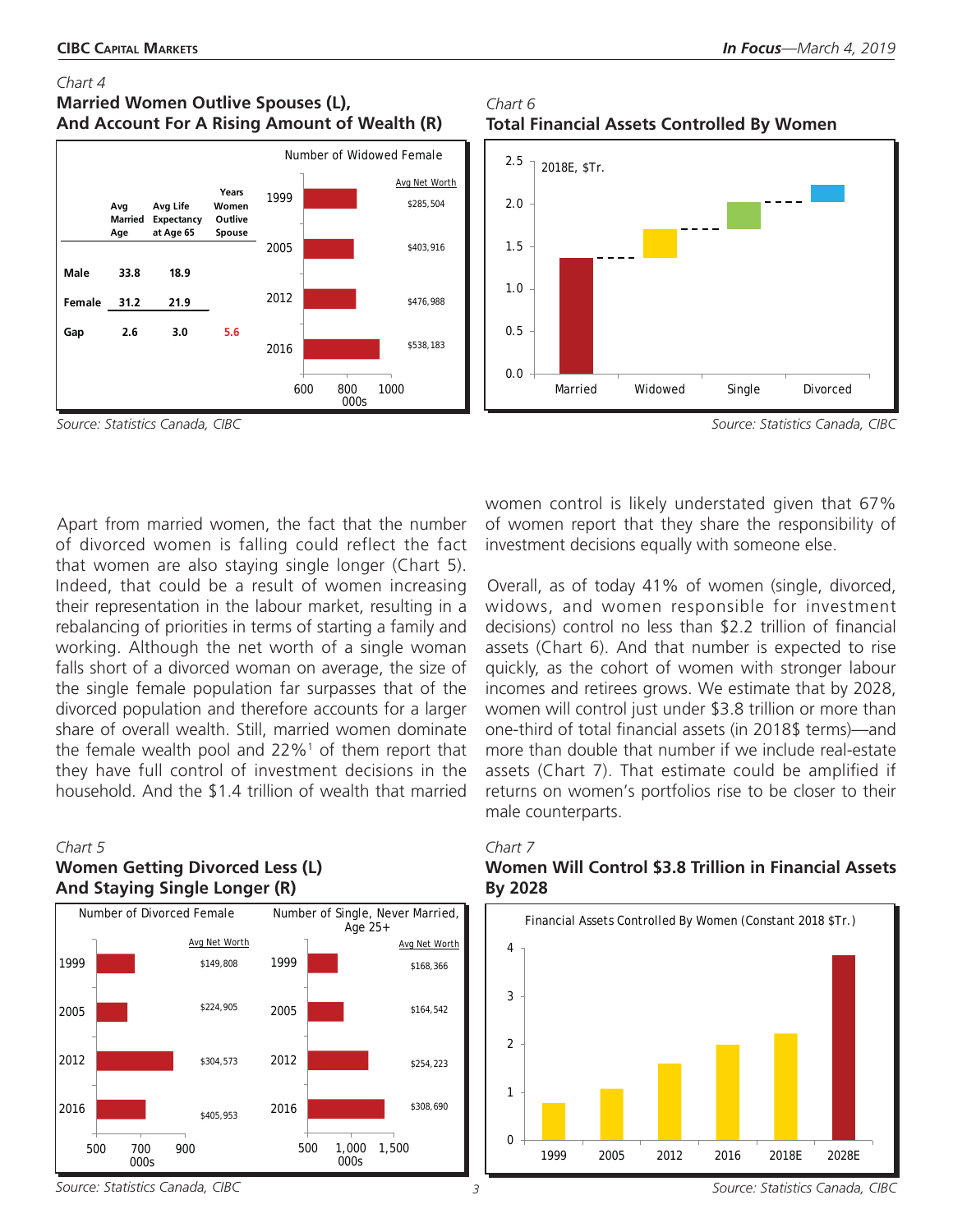*Chart 4*

**Married Women Outlive Spouses (L), And Account For A Rising Amount of Wealth (R)**

|  | Avg Married Age | Avg Life Expectancy at Age 65 | Years Women Outlive Spouse |
|---|---|---|---|
| Male | 33.8 | 18.9 |  |
| Female | 31.2 | 21.9 |  |
| Gap | 2.6 | 3.0 | 5.6 |

Number of Widowed Female

| Year | Avg Net Worth |
|---|---|
| 1999 | $285,504 |
| 2005 | $403,916 |
| 2012 | $476,988 |
| 2016 | $538,183 |

*Source: Statistics Canada, CIBC*

*Chart 6*

**Total Financial Assets Controlled By Women**

2018E, $Tr.

*Source: Statistics Canada, CIBC*

Apart from married women, the fact that the number of divorced women is falling could reflect the fact that women are also staying single longer (Chart 5). Indeed, that could be a result of women increasing their representation in the labour market, resulting in a rebalancing of priorities in terms of starting a family and working. Although the net worth of a single woman falls short of a divorced woman on average, the size of the single female population far surpasses that of the divorced population and therefore accounts for a larger share of overall wealth. Still, married women dominate the female wealth pool and 22%[1] of them report that they have full control of investment decisions in the household. And the $1.4 trillion of wealth that married women control is likely understated given that 67% of women report that they share the responsibility of investment decisions equally with someone else.

Overall, as of today 41% of women (single, divorced, widows, and women responsible for investment decisions) control no less than $2.2 trillion of financial assets (Chart 6). And that number is expected to rise quickly, as the cohort of women with stronger labour incomes and retirees grows. We estimate that by 2028, women will control just under $3.8 trillion or more than one-third of total financial assets (in 2018$ terms)—and more than double that number if we include real-estate assets (Chart 7). That estimate could be amplified if returns on women's portfolios rise to be closer to their male counterparts.

*Chart 5*

**Women Getting Divorced Less (L) And Staying Single Longer (R)**

Number of Divorced Female

| Year | Avg Net Worth |
|---|---|
| 1999 | $149,808 |
| 2005 | $224,905 |
| 2012 | $304,573 |
| 2016 | $405,953 |

Number of Single, Never Married, Age 25+

| Year | Avg Net Worth |
|---|---|
| 1999 | $168,366 |
| 2005 | $164,542 |
| 2012 | $254,223 |
| 2016 | $308,690 |

*Source: Statistics Canada, CIBC*

*Chart 7*

**Women Will Control $3.8 Trillion in Financial Assets By 2028**

Financial Assets Controlled By Women (Constant 2018 $Tr.)

*Source: Statistics Canada, CIBC*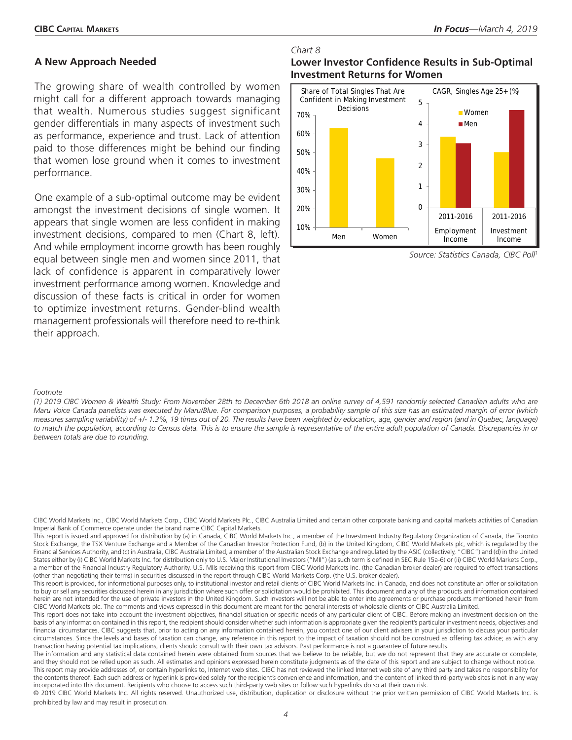## A New Approach Needed

The growing share of wealth controlled by women might call for a different approach towards managing that wealth. Numerous studies suggest significant gender differentials in many aspects of investment such as performance, experience and trust. Lack of attention paid to those differences might be behind our finding that women lose ground when it comes to investment performance.

One example of a sub-optimal outcome may be evident amongst the investment decisions of single women. It appears that single women are less confident in making investment decisions, compared to men (Chart 8, left). And while employment income growth has been roughly equal between single men and women since 2011, that lack of confidence is apparent in comparatively lower investment performance among women. Knowledge and discussion of these facts is critical in order for women to optimize investment returns. Gender-blind wealth management professionals will therefore need to re-think their approach.

*Chart 8*

**Lower Investor Confidence Results in Sub-Optimal Investment Returns for Women**

Share of Total Singles That Are Confident in Making Investment Decisions

70%
60%
50%
40%
30%
20%
10%

Men
Women

CAGR, Singles Age 25+ (%)

5
4
3
2
1
0

Women
Men

2011-2016 Employment Income
2011-2016 Investment Income

*Source: Statistics Canada, CIBC Poll[1]*

*Footnote*

*(1) 2019 CIBC Women & Wealth Study: From November 28th to December 6th 2018 an online survey of 4,591 randomly selected Canadian adults who are Maru Voice Canada panelists was executed by Maru/Blue. For comparison purposes, a probability sample of this size has an estimated margin of error (which measures sampling variability) of +/- 1.3%, 19 times out of 20. The results have been weighted by education, age, gender and region (and in Quebec, language) to match the population, according to Census data. This is to ensure the sample is representative of the entire adult population of Canada. Discrepancies in or between totals are due to rounding.*

CIBC World Markets Inc., CIBC World Markets Corp., CIBC World Markets Plc., CIBC Australia Limited and certain other corporate banking and capital markets activities of Canadian Imperial Bank of Commerce operate under the brand name CIBC Capital Markets.

This report is issued and approved for distribution by (a) in Canada, CIBC World Markets Inc., a member of the Investment Industry Regulatory Organization of Canada, the Toronto Stock Exchange, the TSX Venture Exchange and a Member of the Canadian Investor Protection Fund, (b) in the United Kingdom, CIBC World Markets plc, which is regulated by the Financial Services Authority, and (c) in Australia, CIBC Australia Limited, a member of the Australian Stock Exchange and regulated by the ASIC (collectively, "CIBC") and (d) in the United States either by (i) CIBC World Markets Inc. for distribution only to U.S. Major Institutional Investors ("MII") (as such term is defined in SEC Rule 15a-6) or (ii) CIBC World Markets Corp., a member of the Financial Industry Regulatory Authority. U.S. MIIs receiving this report from CIBC World Markets Inc. (the Canadian broker-dealer) are required to effect transactions (other than negotiating their terms) in securities discussed in the report through CIBC World Markets Corp. (the U.S. broker-dealer).

This report is provided, for informational purposes only, to institutional investor and retail clients of CIBC World Markets Inc. in Canada, and does not constitute an offer or solicitation to buy or sell any securities discussed herein in any jurisdiction where such offer or solicitation would be prohibited. This document and any of the products and information contained herein are not intended for the use of private investors in the United Kingdom. Such investors will not be able to enter into agreements or purchase products mentioned herein from CIBC World Markets plc. The comments and views expressed in this document are meant for the general interests of wholesale clients of CIBC Australia Limited.

This report does not take into account the investment objectives, financial situation or specific needs of any particular client of CIBC. Before making an investment decision on the basis of any information contained in this report, the recipient should consider whether such information is appropriate given the recipient's particular investment needs, objectives and financial circumstances. CIBC suggests that, prior to acting on any information contained herein, you contact one of our client advisers in your jurisdiction to discuss your particular circumstances. Since the levels and bases of taxation can change, any reference in this report to the impact of taxation should not be construed as offering tax advice; as with any transaction having potential tax implications, clients should consult with their own tax advisors. Past performance is not a guarantee of future results.

The information and any statistical data contained herein were obtained from sources that we believe to be reliable, but we do not represent that they are accurate or complete, and they should not be relied upon as such. All estimates and opinions expressed herein constitute judgments as of the date of this report and are subject to change without notice.

This report may provide addresses of, or contain hyperlinks to, Internet web sites. CIBC has not reviewed the linked Internet web site of any third party and takes no responsibility for the contents thereof. Each such address or hyperlink is provided solely for the recipient's convenience and information, and the content of linked third-party web sites is not in any way incorporated into this document. Recipients who choose to access such third-party web sites or follow such hyperlinks do so at their own risk.

© 2019 CIBC World Markets Inc. All rights reserved. Unauthorized use, distribution, duplication or disclosure without the prior written permission of CIBC World Markets Inc. is prohibited by law and may result in prosecution.